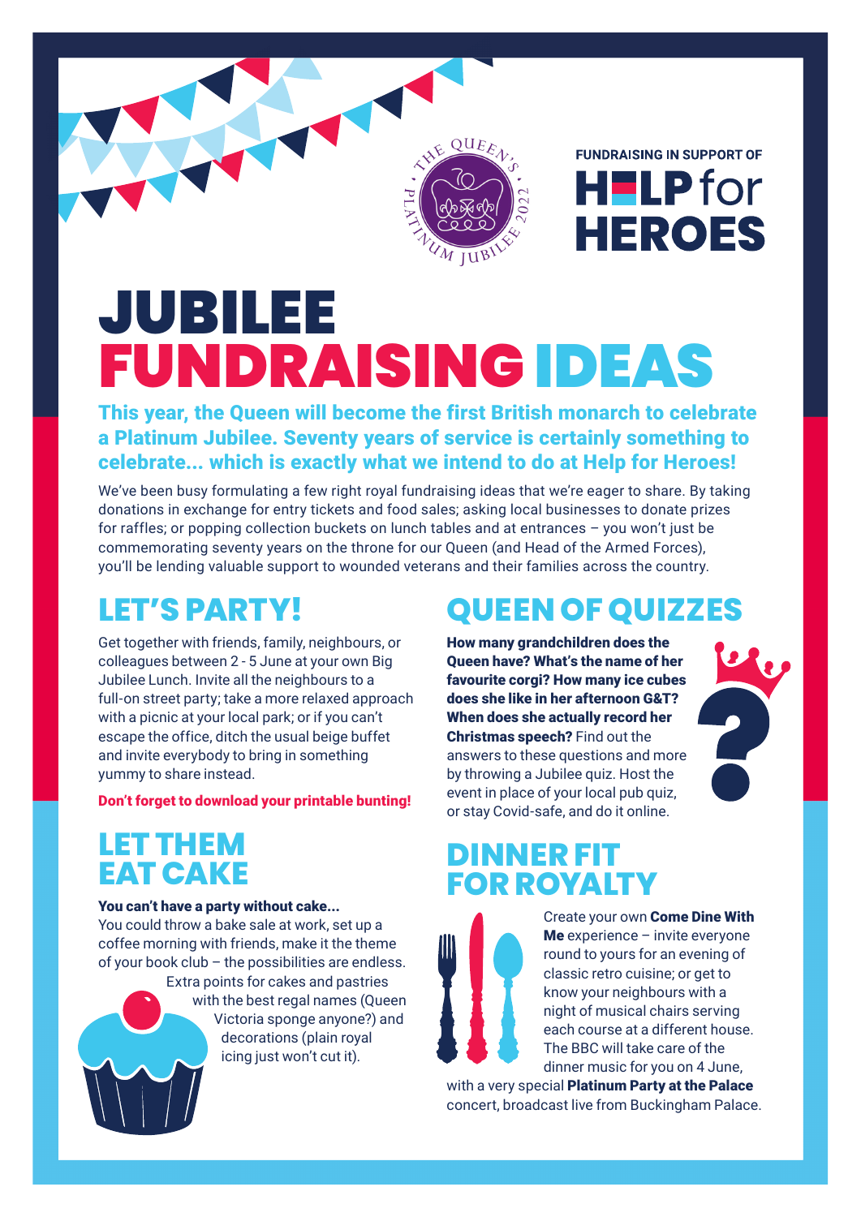FUNDRAISING IN SUPPORT OF

HELP for HEROES

# JUBILEE FUNDRAISING IDEAS

**This year, the Queen will become the first British monarch to celebrate a Platinum Jubilee. Seventy years of service is certainly something to celebrate... which is exactly what we intend to do at Help for Heroes!**

We've been busy formulating a few right royal fundraising ideas that we're eager to share. By taking donations in exchange for entry tickets and food sales; asking local businesses to donate prizes for raffles; or popping collection buckets on lunch tables and at entrances – you won't just be commemorating seventy years on the throne for our Queen (and Head of the Armed Forces), you'll be lending valuable support to wounded veterans and their families across the country.

## LET'S PARTY!

Get together with friends, family, neighbours, or colleagues between 2 - 5 June at your own Big Jubilee Lunch. Invite all the neighbours to a full-on street party; take a more relaxed approach with a picnic at your local park; or if you can't escape the office, ditch the usual beige buffet and invite everybody to bring in something yummy to share instead.

**Don't forget to download your printable bunting!**

## LET THEM EAT CAKE

**You can't have a party without cake...**
You could throw a bake sale at work, set up a coffee morning with friends, make it the theme of your book club – the possibilities are endless. Extra points for cakes and pastries with the best regal names (Queen Victoria sponge anyone?) and decorations (plain royal icing just won't cut it).

## QUEEN OF QUIZZES

**How many grandchildren does the Queen have? What's the name of her favourite corgi? How many ice cubes does she like in her afternoon G&T? When does she actually record her Christmas speech?** Find out the answers to these questions and more by throwing a Jubilee quiz. Host the event in place of your local pub quiz, or stay Covid-safe, and do it online.

## DINNER FIT FOR ROYALTY

Create your own **Come Dine With Me** experience – invite everyone round to yours for an evening of classic retro cuisine; or get to know your neighbours with a night of musical chairs serving each course at a different house. The BBC will take care of the dinner music for you on 4 June, with a very special **Platinum Party at the Palace** concert, broadcast live from Buckingham Palace.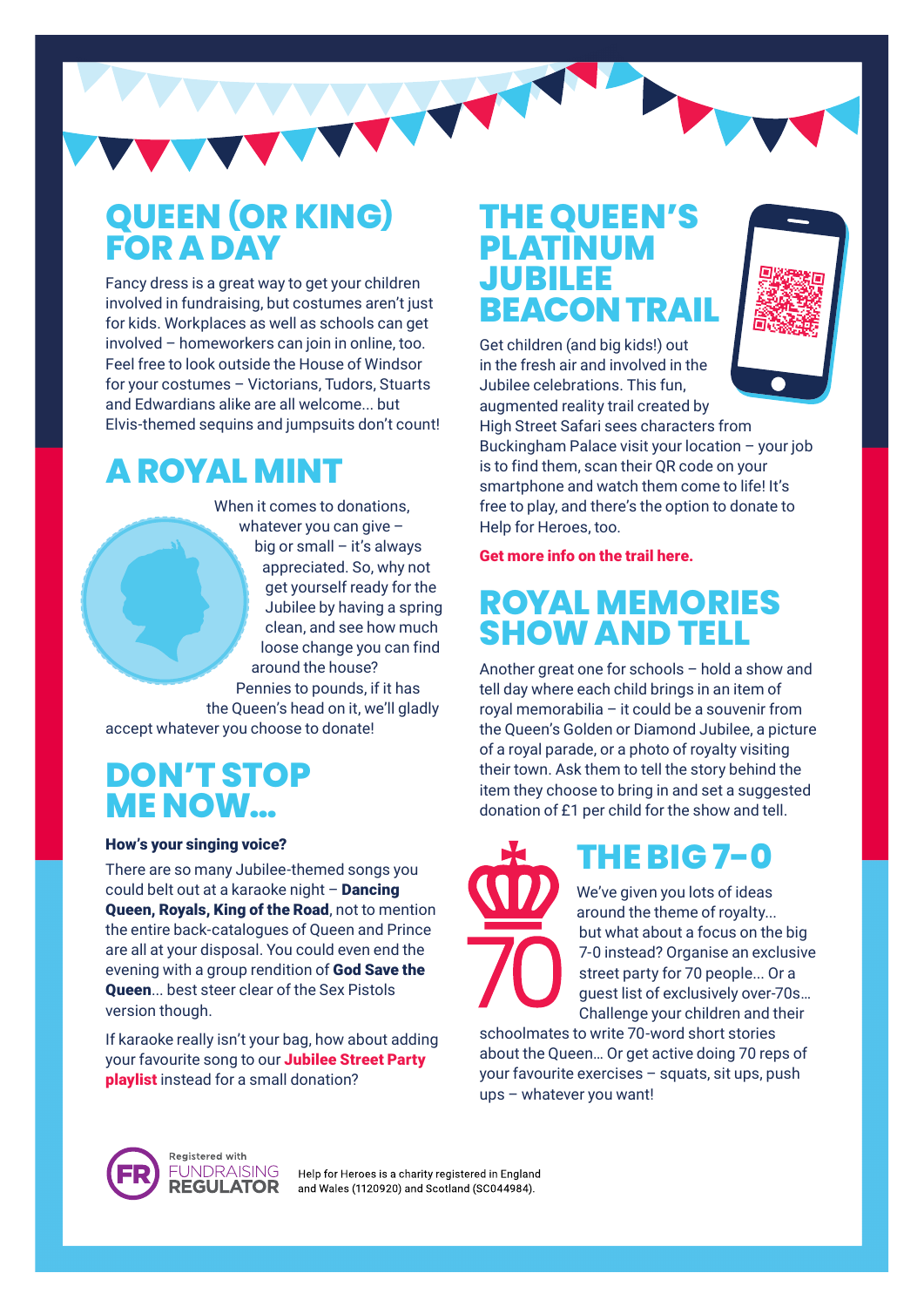## QUEEN (OR KING) FOR A DAY

Fancy dress is a great way to get your children involved in fundraising, but costumes aren't just for kids. Workplaces as well as schools can get involved – homeworkers can join in online, too. Feel free to look outside the House of Windsor for your costumes – Victorians, Tudors, Stuarts and Edwardians alike are all welcome... but Elvis-themed sequins and jumpsuits don't count!

## A ROYAL MINT

When it comes to donations, whatever you can give – big or small – it's always appreciated. So, why not get yourself ready for the Jubilee by having a spring clean, and see how much loose change you can find around the house? Pennies to pounds, if it has the Queen's head on it, we'll gladly accept whatever you choose to donate!

## DON'T STOP ME NOW...

**How's your singing voice?**

There are so many Jubilee-themed songs you could belt out at a karaoke night – **Dancing Queen, Royals, King of the Road**, not to mention the entire back-catalogues of Queen and Prince are all at your disposal. You could even end the evening with a group rendition of **God Save the Queen**... best steer clear of the Sex Pistols version though.

If karaoke really isn't your bag, how about adding your favourite song to our **Jubilee Street Party playlist** instead for a small donation?

## THE QUEEN'S PLATINUM JUBILEE BEACON TRAIL

Get children (and big kids!) out in the fresh air and involved in the Jubilee celebrations. This fun, augmented reality trail created by High Street Safari sees characters from Buckingham Palace visit your location – your job is to find them, scan their QR code on your smartphone and watch them come to life! It's free to play, and there's the option to donate to Help for Heroes, too.

**Get more info on the trail here.**

## ROYAL MEMORIES SHOW AND TELL

Another great one for schools – hold a show and tell day where each child brings in an item of royal memorabilia – it could be a souvenir from the Queen's Golden or Diamond Jubilee, a picture of a royal parade, or a photo of royalty visiting their town. Ask them to tell the story behind the item they choose to bring in and set a suggested donation of £1 per child for the show and tell.

## THE BIG 7-0

70

We've given you lots of ideas around the theme of royalty... but what about a focus on the big 7-0 instead? Organise an exclusive street party for 70 people... Or a guest list of exclusively over-70s... Challenge your children and their schoolmates to write 70-word short stories about the Queen... Or get active doing 70 reps of your favourite exercises – squats, sit ups, push ups – whatever you want!

Registered with FUNDRAISING REGULATOR

Help for Heroes is a charity registered in England and Wales (1120920) and Scotland (SC044984).